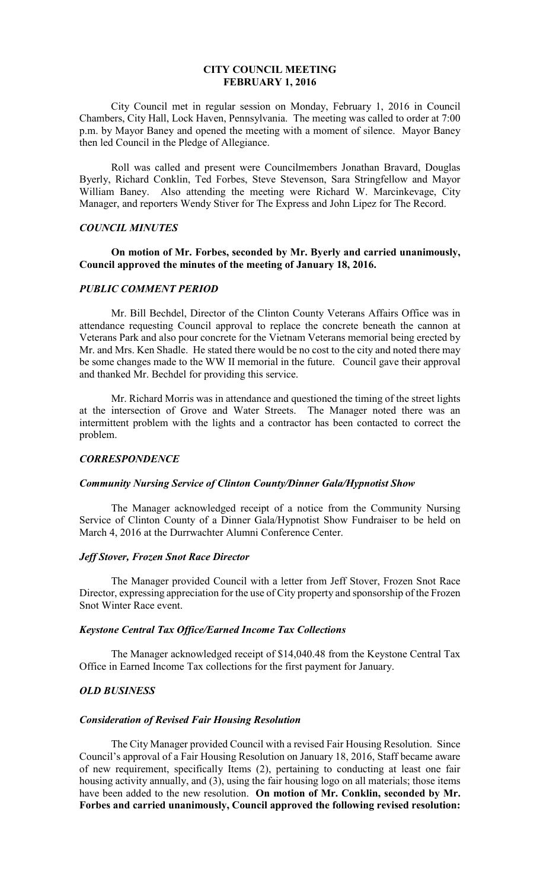# CITY COUNCIL MEETING
## FEBRUARY 1, 2016

City Council met in regular session on Monday, February 1, 2016 in Council Chambers, City Hall, Lock Haven, Pennsylvania. The meeting was called to order at 7:00 p.m. by Mayor Baney and opened the meeting with a moment of silence. Mayor Baney then led Council in the Pledge of Allegiance.

Roll was called and present were Councilmembers Jonathan Bravard, Douglas Byerly, Richard Conklin, Ted Forbes, Steve Stevenson, Sara Stringfellow and Mayor William Baney. Also attending the meeting were Richard W. Marcinkevage, City Manager, and reporters Wendy Stiver for The Express and John Lipez for The Record.

### *COUNCIL MINUTES*

**On motion of Mr. Forbes, seconded by Mr. Byerly and carried unanimously, Council approved the minutes of the meeting of January 18, 2016.**

### *PUBLIC COMMENT PERIOD*

Mr. Bill Bechdel, Director of the Clinton County Veterans Affairs Office was in attendance requesting Council approval to replace the concrete beneath the cannon at Veterans Park and also pour concrete for the Vietnam Veterans memorial being erected by Mr. and Mrs. Ken Shadle. He stated there would be no cost to the city and noted there may be some changes made to the WW II memorial in the future. Council gave their approval and thanked Mr. Bechdel for providing this service.

Mr. Richard Morris was in attendance and questioned the timing of the street lights at the intersection of Grove and Water Streets. The Manager noted there was an intermittent problem with the lights and a contractor has been contacted to correct the problem.

### *CORRESPONDENCE*

#### *Community Nursing Service of Clinton County/Dinner Gala/Hypnotist Show*

The Manager acknowledged receipt of a notice from the Community Nursing Service of Clinton County of a Dinner Gala/Hypnotist Show Fundraiser to be held on March 4, 2016 at the Durrwachter Alumni Conference Center.

#### *Jeff Stover, Frozen Snot Race Director*

The Manager provided Council with a letter from Jeff Stover, Frozen Snot Race Director, expressing appreciation for the use of City property and sponsorship of the Frozen Snot Winter Race event.

#### *Keystone Central Tax Office/Earned Income Tax Collections*

The Manager acknowledged receipt of $14,040.48 from the Keystone Central Tax Office in Earned Income Tax collections for the first payment for January.

### *OLD BUSINESS*

#### *Consideration of Revised Fair Housing Resolution*

The City Manager provided Council with a revised Fair Housing Resolution. Since Council's approval of a Fair Housing Resolution on January 18, 2016, Staff became aware of new requirement, specifically Items (2), pertaining to conducting at least one fair housing activity annually, and (3), using the fair housing logo on all materials; those items have been added to the new resolution. **On motion of Mr. Conklin, seconded by Mr. Forbes and carried unanimously, Council approved the following revised resolution:**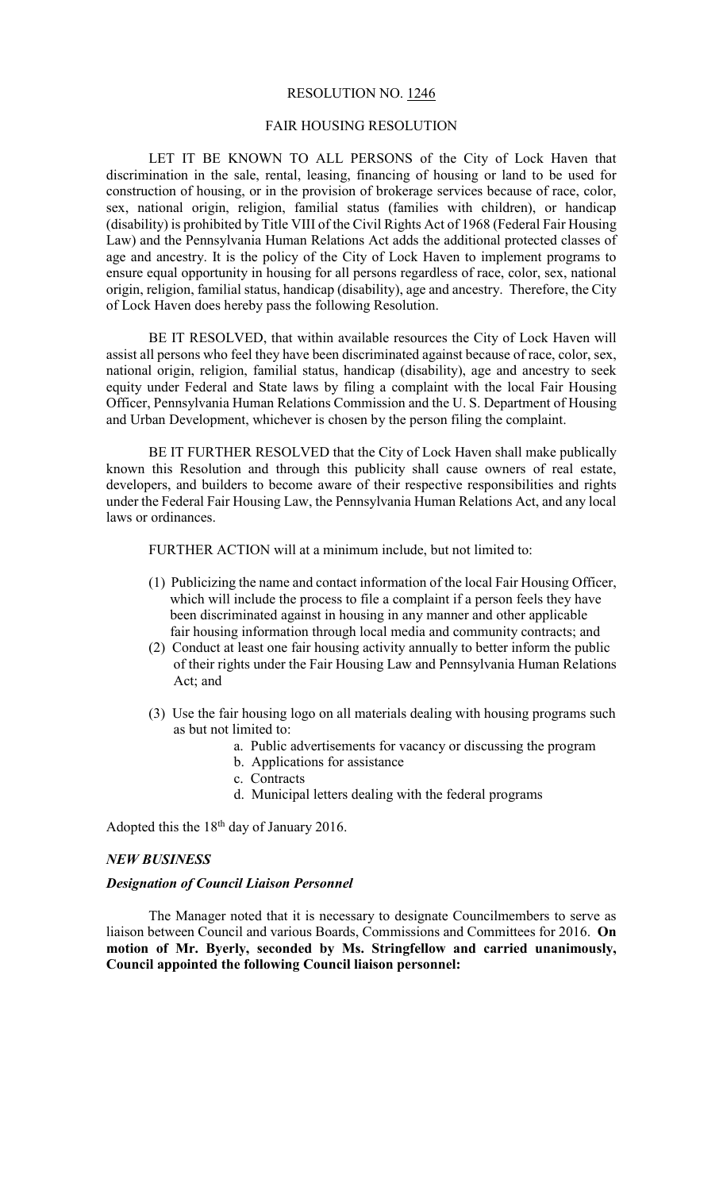RESOLUTION NO. 1246

FAIR HOUSING RESOLUTION

LET IT BE KNOWN TO ALL PERSONS of the City of Lock Haven that discrimination in the sale, rental, leasing, financing of housing or land to be used for construction of housing, or in the provision of brokerage services because of race, color, sex, national origin, religion, familial status (families with children), or handicap (disability) is prohibited by Title VIII of the Civil Rights Act of 1968 (Federal Fair Housing Law) and the Pennsylvania Human Relations Act adds the additional protected classes of age and ancestry. It is the policy of the City of Lock Haven to implement programs to ensure equal opportunity in housing for all persons regardless of race, color, sex, national origin, religion, familial status, handicap (disability), age and ancestry. Therefore, the City of Lock Haven does hereby pass the following Resolution.

BE IT RESOLVED, that within available resources the City of Lock Haven will assist all persons who feel they have been discriminated against because of race, color, sex, national origin, religion, familial status, handicap (disability), age and ancestry to seek equity under Federal and State laws by filing a complaint with the local Fair Housing Officer, Pennsylvania Human Relations Commission and the U. S. Department of Housing and Urban Development, whichever is chosen by the person filing the complaint.

BE IT FURTHER RESOLVED that the City of Lock Haven shall make publically known this Resolution and through this publicity shall cause owners of real estate, developers, and builders to become aware of their respective responsibilities and rights under the Federal Fair Housing Law, the Pennsylvania Human Relations Act, and any local laws or ordinances.

FURTHER ACTION will at a minimum include, but not limited to:

(1) Publicizing the name and contact information of the local Fair Housing Officer, which will include the process to file a complaint if a person feels they have been discriminated against in housing in any manner and other applicable fair housing information through local media and community contracts; and
(2) Conduct at least one fair housing activity annually to better inform the public of their rights under the Fair Housing Law and Pennsylvania Human Relations Act; and
(3) Use the fair housing logo on all materials dealing with housing programs such as but not limited to:
    a. Public advertisements for vacancy or discussing the program
    b. Applications for assistance
    c. Contracts
    d. Municipal letters dealing with the federal programs

Adopted this the 18th day of January 2016.

***NEW BUSINESS***

***Designation of Council Liaison Personnel***

The Manager noted that it is necessary to designate Councilmembers to serve as liaison between Council and various Boards, Commissions and Committees for 2016. **On motion of Mr. Byerly, seconded by Ms. Stringfellow and carried unanimously, Council appointed the following Council liaison personnel:**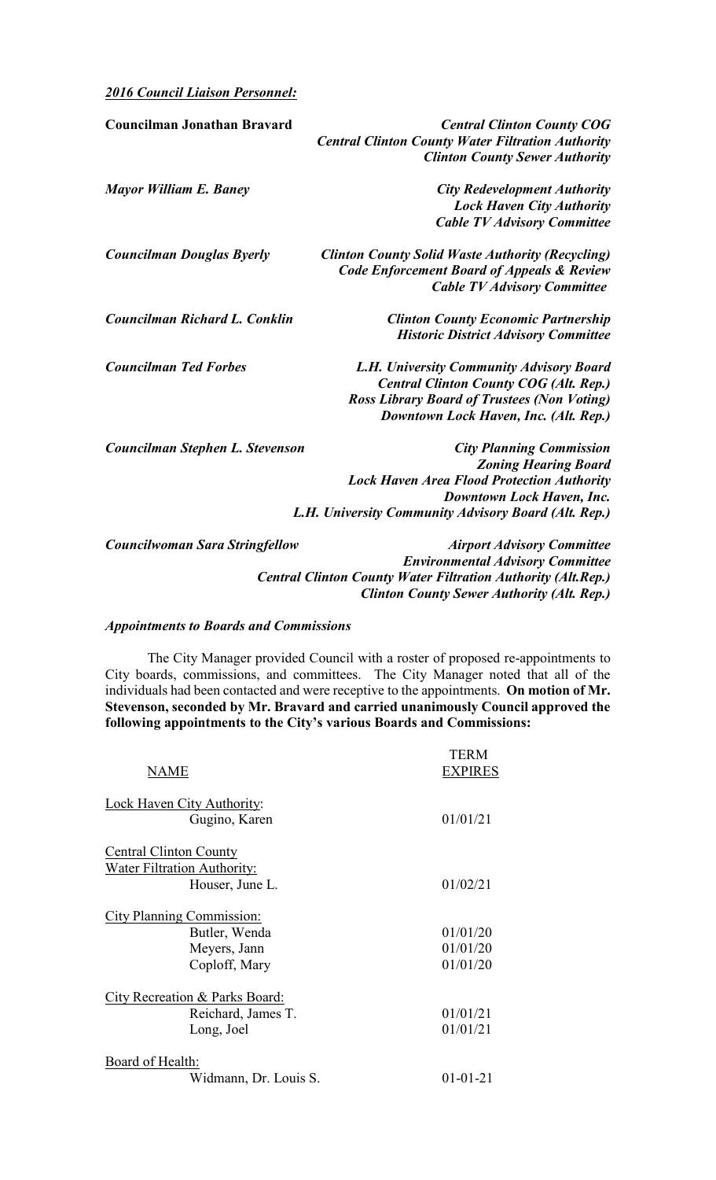***2016 Council Liaison Personnel:***

| | |
|---|---|
| **Councilman Jonathan Bravard** | ***Central Clinton County COG***<br>***Central Clinton County Water Filtration Authority***<br>***Clinton County Sewer Authority*** |
| ***Mayor William E. Baney*** | ***City Redevelopment Authority***<br>***Lock Haven City Authority***<br>***Cable TV Advisory Committee*** |
| ***Councilman Douglas Byerly*** | ***Clinton County Solid Waste Authority (Recycling)***<br>***Code Enforcement Board of Appeals & Review***<br>***Cable TV Advisory Committee*** |
| ***Councilman Richard L. Conklin*** | ***Clinton County Economic Partnership***<br>***Historic District Advisory Committee*** |
| ***Councilman Ted Forbes*** | ***L.H. University Community Advisory Board***<br>***Central Clinton County COG (Alt. Rep.)***<br>***Ross Library Board of Trustees (Non Voting)***<br>***Downtown Lock Haven, Inc. (Alt. Rep.)*** |
| ***Councilman Stephen L. Stevenson*** | ***City Planning Commission***<br>***Zoning Hearing Board***<br>***Lock Haven Area Flood Protection Authority***<br>***Downtown Lock Haven, Inc.***<br>***L.H. University Community Advisory Board (Alt. Rep.)*** |
| ***Councilwoman Sara Stringfellow*** | ***Airport Advisory Committee***<br>***Environmental Advisory Committee***<br>***Central Clinton County Water Filtration Authority (Alt.Rep.)***<br>***Clinton County Sewer Authority (Alt. Rep.)*** |

***Appointments to Boards and Commissions***

The City Manager provided Council with a roster of proposed re-appointments to City boards, commissions, and committees. The City Manager noted that all of the individuals had been contacted and were receptive to the appointments. **On motion of Mr. Stevenson, seconded by Mr. Bravard and carried unanimously Council approved the following appointments to the City's various Boards and Commissions:**

| NAME | TERM EXPIRES |
|---|---|
| Lock Haven City Authority: | |
| Gugino, Karen | 01/01/21 |
| Central Clinton County Water Filtration Authority: | |
| Houser, June L. | 01/02/21 |
| City Planning Commission: | |
| Butler, Wenda | 01/01/20 |
| Meyers, Jann | 01/01/20 |
| Coploff, Mary | 01/01/20 |
| City Recreation & Parks Board: | |
| Reichard, James T. | 01/01/21 |
| Long, Joel | 01/01/21 |
| Board of Health: | |
| Widmann, Dr. Louis S. | 01-01-21 |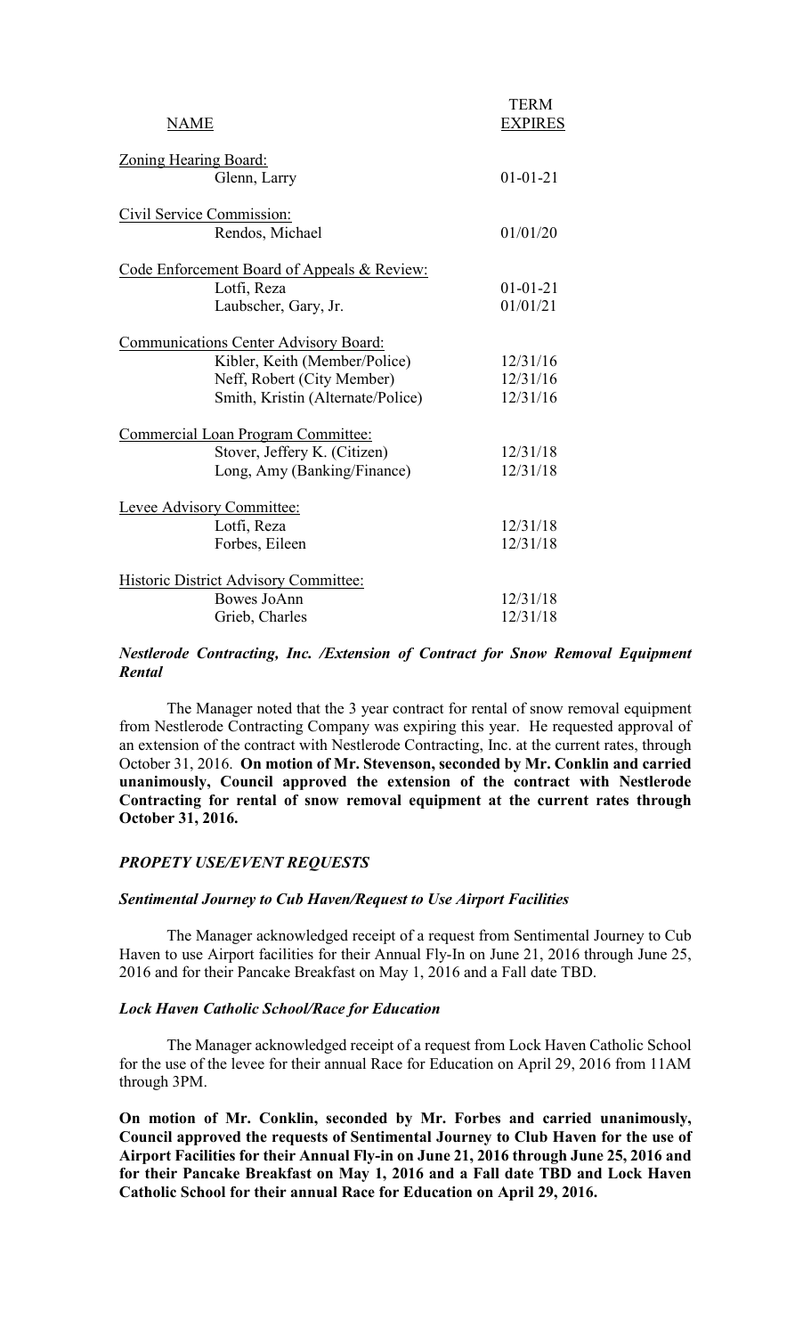| NAME | TERM EXPIRES |
|---|---|
| Zoning Hearing Board: | |
| Glenn, Larry | 01-01-21 |
| Civil Service Commission: | |
| Rendos, Michael | 01/01/20 |
| Code Enforcement Board of Appeals & Review: | |
| Lotfi, Reza | 01-01-21 |
| Laubscher, Gary, Jr. | 01/01/21 |
| Communications Center Advisory Board: | |
| Kibler, Keith (Member/Police) | 12/31/16 |
| Neff, Robert (City Member) | 12/31/16 |
| Smith, Kristin (Alternate/Police) | 12/31/16 |
| Commercial Loan Program Committee: | |
| Stover, Jeffery K. (Citizen) | 12/31/18 |
| Long, Amy (Banking/Finance) | 12/31/18 |
| Levee Advisory Committee: | |
| Lotfi, Reza | 12/31/18 |
| Forbes, Eileen | 12/31/18 |
| Historic District Advisory Committee: | |
| Bowes JoAnn | 12/31/18 |
| Grieb, Charles | 12/31/18 |

***Nestlerode Contracting, Inc. /Extension of Contract for Snow Removal Equipment Rental***

The Manager noted that the 3 year contract for rental of snow removal equipment from Nestlerode Contracting Company was expiring this year. He requested approval of an extension of the contract with Nestlerode Contracting, Inc. at the current rates, through October 31, 2016. **On motion of Mr. Stevenson, seconded by Mr. Conklin and carried unanimously, Council approved the extension of the contract with Nestlerode Contracting for rental of snow removal equipment at the current rates through October 31, 2016.**

***PROPETY USE/EVENT REQUESTS***

***Sentimental Journey to Cub Haven/Request to Use Airport Facilities***

The Manager acknowledged receipt of a request from Sentimental Journey to Cub Haven to use Airport facilities for their Annual Fly-In on June 21, 2016 through June 25, 2016 and for their Pancake Breakfast on May 1, 2016 and a Fall date TBD.

***Lock Haven Catholic School/Race for Education***

The Manager acknowledged receipt of a request from Lock Haven Catholic School for the use of the levee for their annual Race for Education on April 29, 2016 from 11AM through 3PM.

**On motion of Mr. Conklin, seconded by Mr. Forbes and carried unanimously, Council approved the requests of Sentimental Journey to Club Haven for the use of Airport Facilities for their Annual Fly-in on June 21, 2016 through June 25, 2016 and for their Pancake Breakfast on May 1, 2016 and a Fall date TBD and Lock Haven Catholic School for their annual Race for Education on April 29, 2016.**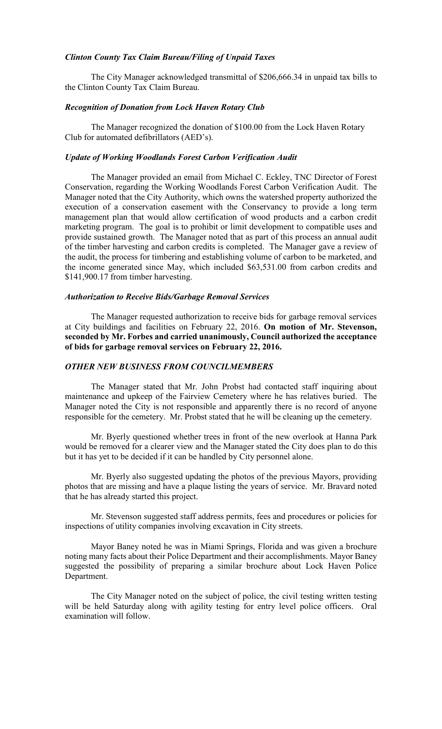***Clinton County Tax Claim Bureau/Filing of Unpaid Taxes***

The City Manager acknowledged transmittal of $206,666.34 in unpaid tax bills to the Clinton County Tax Claim Bureau.

***Recognition of Donation from Lock Haven Rotary Club***

The Manager recognized the donation of $100.00 from the Lock Haven Rotary Club for automated defibrillators (AED's).

***Update of Working Woodlands Forest Carbon Verification Audit***

The Manager provided an email from Michael C. Eckley, TNC Director of Forest Conservation, regarding the Working Woodlands Forest Carbon Verification Audit. The Manager noted that the City Authority, which owns the watershed property authorized the execution of a conservation easement with the Conservancy to provide a long term management plan that would allow certification of wood products and a carbon credit marketing program. The goal is to prohibit or limit development to compatible uses and provide sustained growth. The Manager noted that as part of this process an annual audit of the timber harvesting and carbon credits is completed. The Manager gave a review of the audit, the process for timbering and establishing volume of carbon to be marketed, and the income generated since May, which included $63,531.00 from carbon credits and $141,900.17 from timber harvesting.

***Authorization to Receive Bids/Garbage Removal Services***

The Manager requested authorization to receive bids for garbage removal services at City buildings and facilities on February 22, 2016. **On motion of Mr. Stevenson, seconded by Mr. Forbes and carried unanimously, Council authorized the acceptance of bids for garbage removal services on February 22, 2016.**

***OTHER NEW BUSINESS FROM COUNCILMEMBERS***

The Manager stated that Mr. John Probst had contacted staff inquiring about maintenance and upkeep of the Fairview Cemetery where he has relatives buried. The Manager noted the City is not responsible and apparently there is no record of anyone responsible for the cemetery. Mr. Probst stated that he will be cleaning up the cemetery.

Mr. Byerly questioned whether trees in front of the new overlook at Hanna Park would be removed for a clearer view and the Manager stated the City does plan to do this but it has yet to be decided if it can be handled by City personnel alone.

Mr. Byerly also suggested updating the photos of the previous Mayors, providing photos that are missing and have a plaque listing the years of service. Mr. Bravard noted that he has already started this project.

Mr. Stevenson suggested staff address permits, fees and procedures or policies for inspections of utility companies involving excavation in City streets.

Mayor Baney noted he was in Miami Springs, Florida and was given a brochure noting many facts about their Police Department and their accomplishments. Mayor Baney suggested the possibility of preparing a similar brochure about Lock Haven Police Department.

The City Manager noted on the subject of police, the civil testing written testing will be held Saturday along with agility testing for entry level police officers. Oral examination will follow.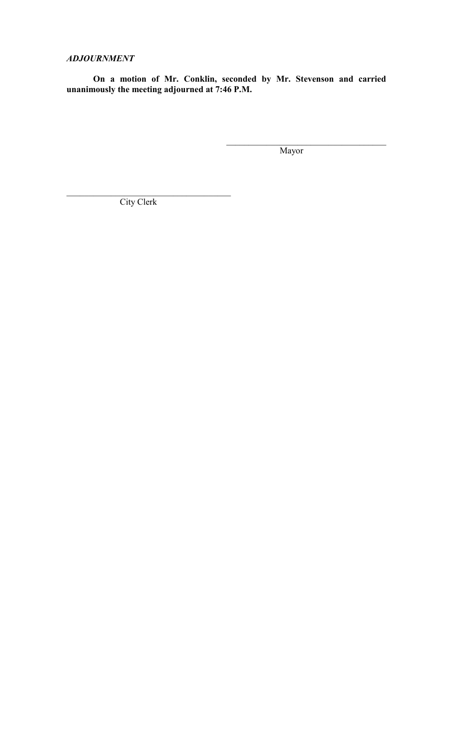***ADJOURNMENT***

**On a motion of Mr. Conklin, seconded by Mr. Stevenson and carried unanimously the meeting adjourned at 7:46 P.M.**

\_\_\_\_\_\_\_\_\_\_\_\_\_\_\_\_\_\_\_\_\_\_\_\_\_\_\_\_\_\_\_\_\_\_\_\_\_\_

Mayor

\_\_\_\_\_\_\_\_\_\_\_\_\_\_\_\_\_\_\_\_\_\_\_\_\_\_\_\_\_\_\_\_\_\_\_\_\_\_

City Clerk